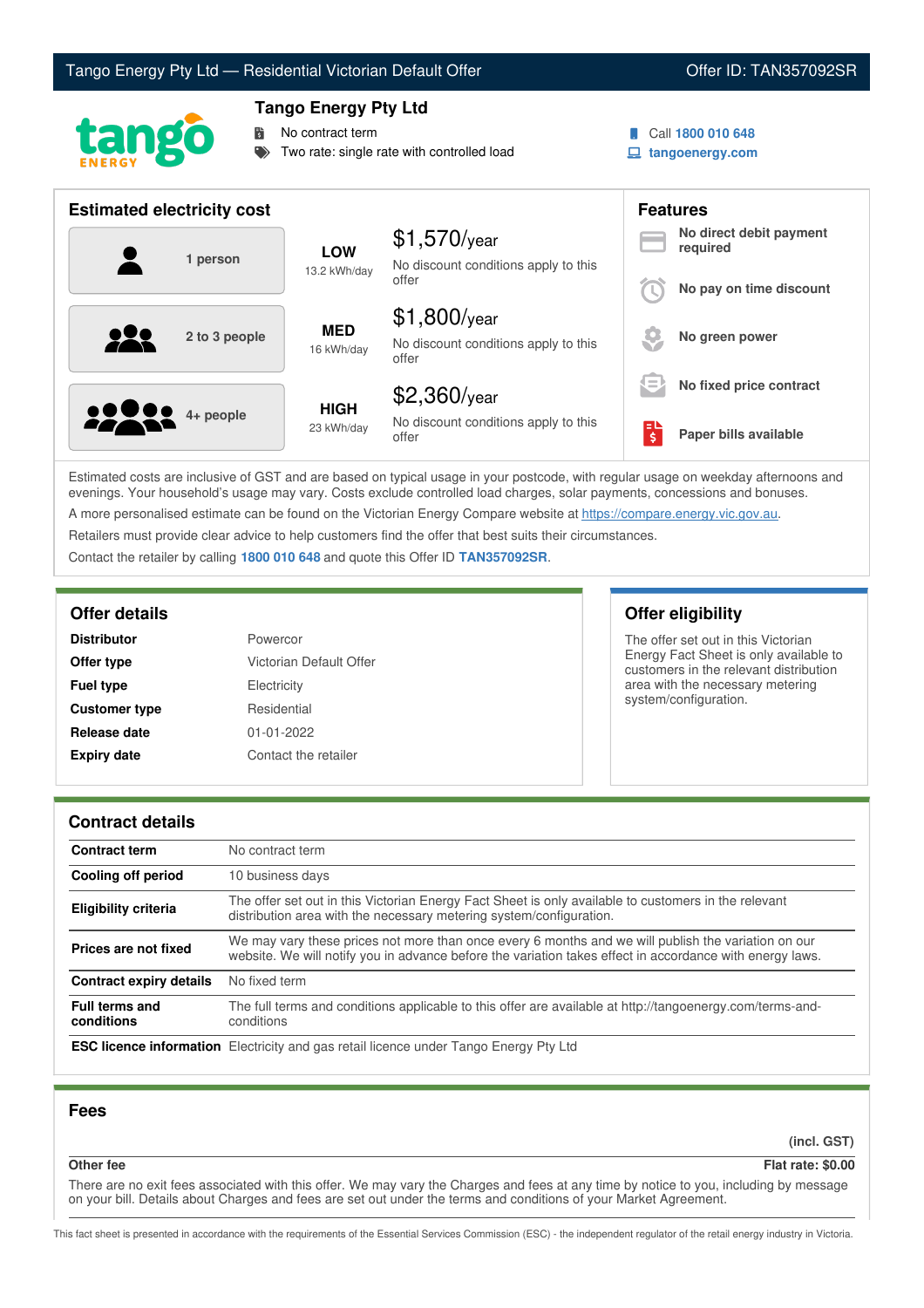# Tango Energy Pty Ltd — Residential Victorian Default Offer

Offer ID: TAN357092SR

## Tango Energy Pty Ltd

- No contract term
- Two rate: single rate with controlled load

Call **1800 010 648**

**tangoenergy.com**

## Estimated electricity cost

| Household | Usage | Cost |
|---|---|---|
| 1 person | **LOW** 13.2 kWh/day | $1,570/year<br>No discount conditions apply to this offer |
| 2 to 3 people | **MED** 16 kWh/day | $1,800/year<br>No discount conditions apply to this offer |
| 4+ people | **HIGH** 23 kWh/day | $2,360/year<br>No discount conditions apply to this offer |

## Features

- **No direct debit payment required**
- **No pay on time discount**
- **No green power**
- **No fixed price contract**
- **Paper bills available**

Estimated costs are inclusive of GST and are based on typical usage in your postcode, with regular usage on weekday afternoons and evenings. Your household's usage may vary. Costs exclude controlled load charges, solar payments, concessions and bonuses.

A more personalised estimate can be found on the Victorian Energy Compare website at https://compare.energy.vic.gov.au.

Retailers must provide clear advice to help customers find the offer that best suits their circumstances.

Contact the retailer by calling **1800 010 648** and quote this Offer ID **TAN357092SR**.

## Offer details

| | |
|---|---|
| **Distributor** | Powercor |
| **Offer type** | Victorian Default Offer |
| **Fuel type** | Electricity |
| **Customer type** | Residential |
| **Release date** | 01-01-2022 |
| **Expiry date** | Contact the retailer |

## Offer eligibility

The offer set out in this Victorian Energy Fact Sheet is only available to customers in the relevant distribution area with the necessary metering system/configuration.

## Contract details

| | |
|---|---|
| **Contract term** | No contract term |
| **Cooling off period** | 10 business days |
| **Eligibility criteria** | The offer set out in this Victorian Energy Fact Sheet is only available to customers in the relevant distribution area with the necessary metering system/configuration. |
| **Prices are not fixed** | We may vary these prices not more than once every 6 months and we will publish the variation on our website. We will notify you in advance before the variation takes effect in accordance with energy laws. |
| **Contract expiry details** | No fixed term |
| **Full terms and conditions** | The full terms and conditions applicable to this offer are available at http://tangoenergy.com/terms-and-conditions |
| **ESC licence information** | Electricity and gas retail licence under Tango Energy Pty Ltd |

## Fees

| | (incl. GST) |
|---|---|
| **Other fee** | **Flat rate: $0.00** |

There are no exit fees associated with this offer. We may vary the Charges and fees at any time by notice to you, including by message on your bill. Details about Charges and fees are set out under the terms and conditions of your Market Agreement.

This fact sheet is presented in accordance with the requirements of the Essential Services Commission (ESC) - the independent regulator of the retail energy industry in Victoria.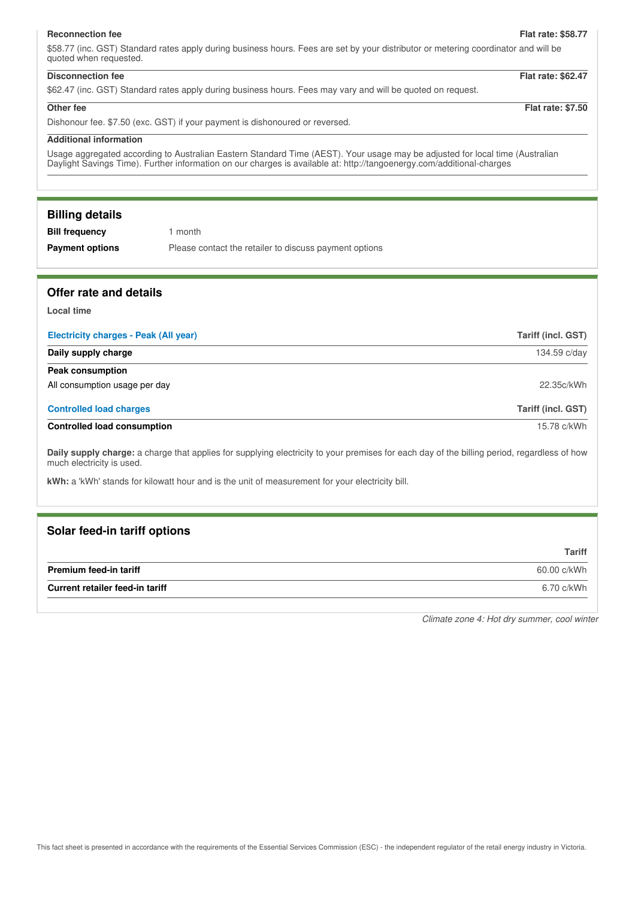**Reconnection fee** **Flat rate: $58.77**

$58.77 (inc. GST) Standard rates apply during business hours. Fees are set by your distributor or metering coordinator and will be quoted when requested.

**Disconnection fee** **Flat rate: $62.47**

$62.47 (inc. GST) Standard rates apply during business hours. Fees may vary and will be quoted on request.

**Other fee** **Flat rate: $7.50**

Dishonour fee. $7.50 (exc. GST) if your payment is dishonoured or reversed.

**Additional information**

Usage aggregated according to Australian Eastern Standard Time (AEST). Your usage may be adjusted for local time (Australian Daylight Savings Time). Further information on our charges is available at: http://tangoenergy.com/additional-charges

## Billing details

| | |
|---|---|
| **Bill frequency** | 1 month |
| **Payment options** | Please contact the retailer to discuss payment options |

## Offer rate and details

**Local time**

| Electricity charges - Peak (All year) | Tariff (incl. GST) |
|---|---|
| **Daily supply charge** | 134.59 c/day |
| **Peak consumption** | |
| All consumption usage per day | 22.35c/kWh |

| Controlled load charges | Tariff (incl. GST) |
|---|---|
| **Controlled load consumption** | 15.78 c/kWh |

**Daily supply charge:** a charge that applies for supplying electricity to your premises for each day of the billing period, regardless of how much electricity is used.

**kWh:** a 'kWh' stands for kilowatt hour and is the unit of measurement for your electricity bill.

## Solar feed-in tariff options

| | Tariff |
|---|---|
| **Premium feed-in tariff** | 60.00 c/kWh |
| **Current retailer feed-in tariff** | 6.70 c/kWh |

*Climate zone 4: Hot dry summer, cool winter*

This fact sheet is presented in accordance with the requirements of the Essential Services Commission (ESC) - the independent regulator of the retail energy industry in Victoria.